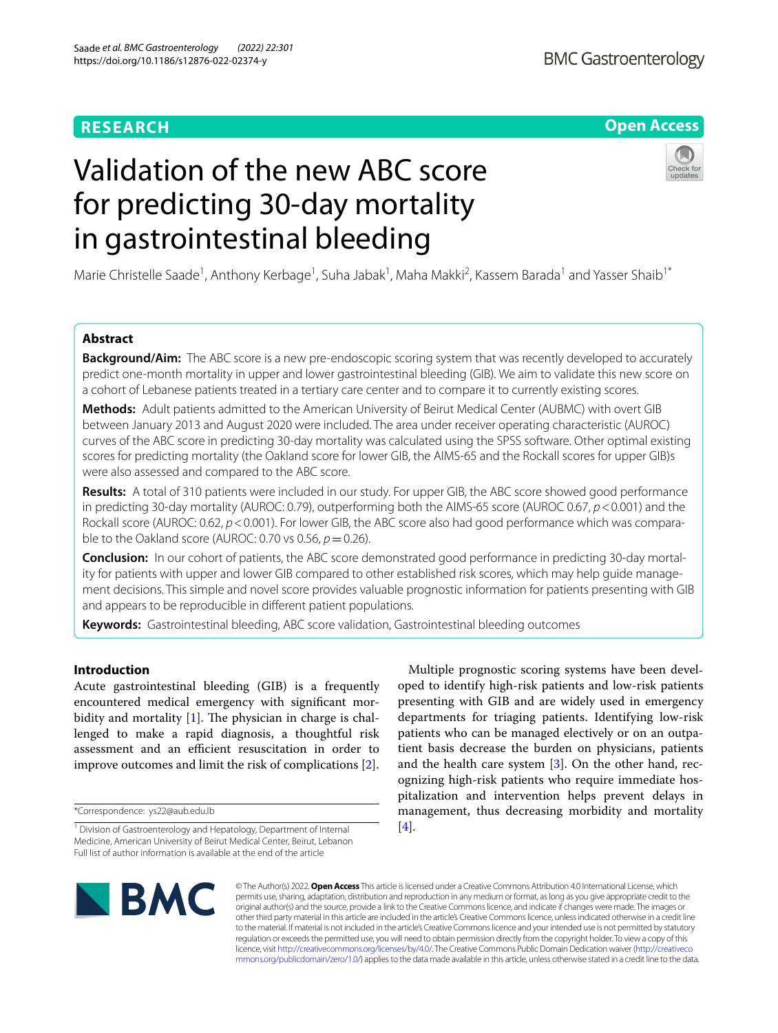**RESEARCH** **Open Access**

# Validation of the new ABC score for predicting 30-day mortality in gastrointestinal bleeding

Marie Christelle Saade[1], Anthony Kerbage[1], Suha Jabak[1], Maha Makki[2], Kassem Barada[1] and Yasser Shaib[1*]

## Abstract

**Background/Aim:** The ABC score is a new pre-endoscopic scoring system that was recently developed to accurately predict one-month mortality in upper and lower gastrointestinal bleeding (GIB). We aim to validate this new score on a cohort of Lebanese patients treated in a tertiary care center and to compare it to currently existing scores.

**Methods:** Adult patients admitted to the American University of Beirut Medical Center (AUBMC) with overt GIB between January 2013 and August 2020 were included. The area under receiver operating characteristic (AUROC) curves of the ABC score in predicting 30-day mortality was calculated using the SPSS software. Other optimal existing scores for predicting mortality (the Oakland score for lower GIB, the AIMS-65 and the Rockall scores for upper GIB)s were also assessed and compared to the ABC score.

**Results:** A total of 310 patients were included in our study. For upper GIB, the ABC score showed good performance in predicting 30-day mortality (AUROC: 0.79), outperforming both the AIMS-65 score (AUROC 0.67, $p<0.001$) and the Rockall score (AUROC: 0.62, $p<0.001$). For lower GIB, the ABC score also had good performance which was comparable to the Oakland score (AUROC: 0.70 vs 0.56, $p=0.26$).

**Conclusion:** In our cohort of patients, the ABC score demonstrated good performance in predicting 30-day mortality for patients with upper and lower GIB compared to other established risk scores, which may help guide management decisions. This simple and novel score provides valuable prognostic information for patients presenting with GIB and appears to be reproducible in different patient populations.

**Keywords:** Gastrointestinal bleeding, ABC score validation, Gastrointestinal bleeding outcomes

## Introduction

Acute gastrointestinal bleeding (GIB) is a frequently encountered medical emergency with significant morbidity and mortality [1]. The physician in charge is challenged to make a rapid diagnosis, a thoughtful risk assessment and an efficient resuscitation in order to improve outcomes and limit the risk of complications [2].

Multiple prognostic scoring systems have been developed to identify high-risk patients and low-risk patients presenting with GIB and are widely used in emergency departments for triaging patients. Identifying low-risk patients who can be managed electively or on an outpatient basis decrease the burden on physicians, patients and the health care system [3]. On the other hand, recognizing high-risk patients who require immediate hospitalization and intervention helps prevent delays in management, thus decreasing morbidity and mortality [4].

*Correspondence: ys22@aub.edu.lb

[1] Division of Gastroenterology and Hepatology, Department of Internal Medicine, American University of Beirut Medical Center, Beirut, Lebanon
Full list of author information is available at the end of the article

© The Author(s) 2022. **Open Access** This article is licensed under a Creative Commons Attribution 4.0 International License, which permits use, sharing, adaptation, distribution and reproduction in any medium or format, as long as you give appropriate credit to the original author(s) and the source, provide a link to the Creative Commons licence, and indicate if changes were made. The images or other third party material in this article are included in the article's Creative Commons licence, unless indicated otherwise in a credit line to the material. If material is not included in the article's Creative Commons licence and your intended use is not permitted by statutory regulation or exceeds the permitted use, you will need to obtain permission directly from the copyright holder. To view a copy of this licence, visit http://creativecommons.org/licenses/by/4.0/. The Creative Commons Public Domain Dedication waiver (http://creativecommons.org/publicdomain/zero/1.0/) applies to the data made available in this article, unless otherwise stated in a credit line to the data.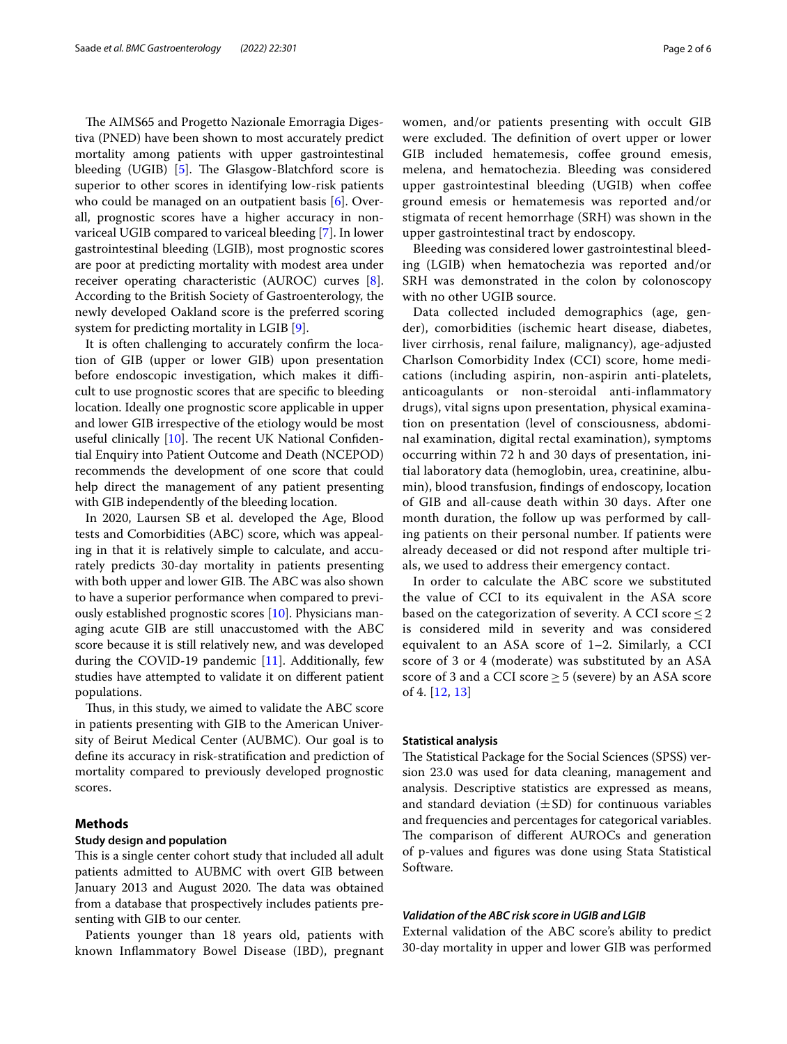The AIMS65 and Progetto Nazionale Emorragia Digestiva (PNED) have been shown to most accurately predict mortality among patients with upper gastrointestinal bleeding (UGIB) [5]. The Glasgow-Blatchford score is superior to other scores in identifying low-risk patients who could be managed on an outpatient basis [6]. Overall, prognostic scores have a higher accuracy in non-variceal UGIB compared to variceal bleeding [7]. In lower gastrointestinal bleeding (LGIB), most prognostic scores are poor at predicting mortality with modest area under receiver operating characteristic (AUROC) curves [8]. According to the British Society of Gastroenterology, the newly developed Oakland score is the preferred scoring system for predicting mortality in LGIB [9].

It is often challenging to accurately confirm the location of GIB (upper or lower GIB) upon presentation before endoscopic investigation, which makes it difficult to use prognostic scores that are specific to bleeding location. Ideally one prognostic score applicable in upper and lower GIB irrespective of the etiology would be most useful clinically [10]. The recent UK National Confidential Enquiry into Patient Outcome and Death (NCEPOD) recommends the development of one score that could help direct the management of any patient presenting with GIB independently of the bleeding location.

In 2020, Laursen SB et al. developed the Age, Blood tests and Comorbidities (ABC) score, which was appealing in that it is relatively simple to calculate, and accurately predicts 30-day mortality in patients presenting with both upper and lower GIB. The ABC was also shown to have a superior performance when compared to previously established prognostic scores [10]. Physicians managing acute GIB are still unaccustomed with the ABC score because it is still relatively new, and was developed during the COVID-19 pandemic [11]. Additionally, few studies have attempted to validate it on different patient populations.

Thus, in this study, we aimed to validate the ABC score in patients presenting with GIB to the American University of Beirut Medical Center (AUBMC). Our goal is to define its accuracy in risk-stratification and prediction of mortality compared to previously developed prognostic scores.

## Methods

### Study design and population

This is a single center cohort study that included all adult patients admitted to AUBMC with overt GIB between January 2013 and August 2020. The data was obtained from a database that prospectively includes patients presenting with GIB to our center.

Patients younger than 18 years old, patients with known Inflammatory Bowel Disease (IBD), pregnant women, and/or patients presenting with occult GIB were excluded. The definition of overt upper or lower GIB included hematemesis, coffee ground emesis, melena, and hematochezia. Bleeding was considered upper gastrointestinal bleeding (UGIB) when coffee ground emesis or hematemesis was reported and/or stigmata of recent hemorrhage (SRH) was shown in the upper gastrointestinal tract by endoscopy.

Bleeding was considered lower gastrointestinal bleeding (LGIB) when hematochezia was reported and/or SRH was demonstrated in the colon by colonoscopy with no other UGIB source.

Data collected included demographics (age, gender), comorbidities (ischemic heart disease, diabetes, liver cirrhosis, renal failure, malignancy), age-adjusted Charlson Comorbidity Index (CCI) score, home medications (including aspirin, non-aspirin anti-platelets, anticoagulants or non-steroidal anti-inflammatory drugs), vital signs upon presentation, physical examination on presentation (level of consciousness, abdominal examination, digital rectal examination), symptoms occurring within 72 h and 30 days of presentation, initial laboratory data (hemoglobin, urea, creatinine, albumin), blood transfusion, findings of endoscopy, location of GIB and all-cause death within 30 days. After one month duration, the follow up was performed by calling patients on their personal number. If patients were already deceased or did not respond after multiple trials, we used to address their emergency contact.

In order to calculate the ABC score we substituted the value of CCI to its equivalent in the ASA score based on the categorization of severity. A CCI score $\leq 2$ is considered mild in severity and was considered equivalent to an ASA score of 1–2. Similarly, a CCI score of 3 or 4 (moderate) was substituted by an ASA score of 3 and a CCI score $\geq 5$ (severe) by an ASA score of 4. [12, 13]

### Statistical analysis

The Statistical Package for the Social Sciences (SPSS) version 23.0 was used for data cleaning, management and analysis. Descriptive statistics are expressed as means, and standard deviation ($\pm$SD) for continuous variables and frequencies and percentages for categorical variables. The comparison of different AUROCs and generation of p-values and figures was done using Stata Statistical Software.

#### *Validation of the ABC risk score in UGIB and LGIB*

External validation of the ABC score's ability to predict 30-day mortality in upper and lower GIB was performed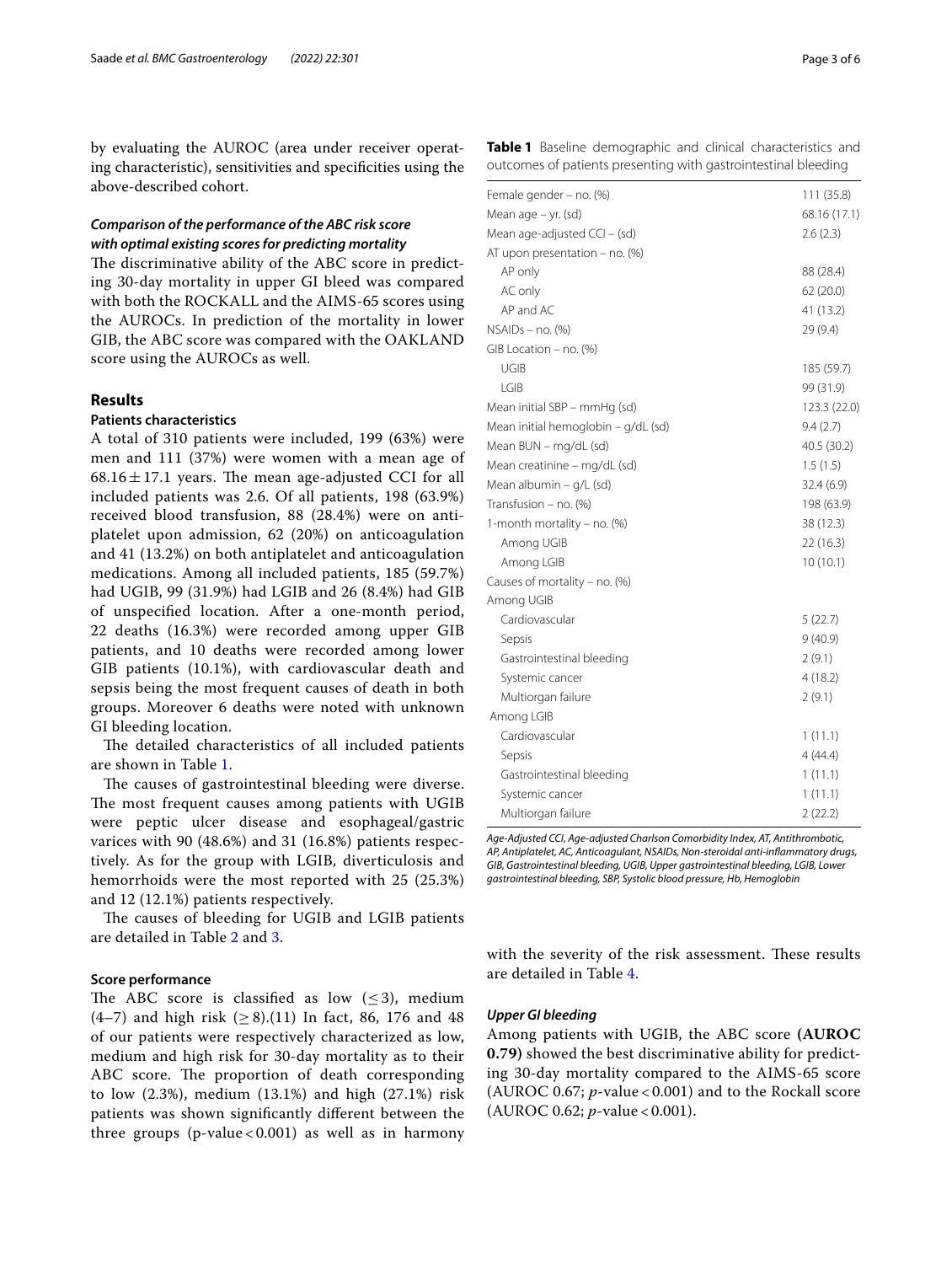by evaluating the AUROC (area under receiver operating characteristic), sensitivities and specificities using the above-described cohort.

### *Comparison of the performance of the ABC risk score with optimal existing scores for predicting mortality*

The discriminative ability of the ABC score in predicting 30-day mortality in upper GI bleed was compared with both the ROCKALL and the AIMS-65 scores using the AUROCs. In prediction of the mortality in lower GIB, the ABC score was compared with the OAKLAND score using the AUROCs as well.

## Results

### Patients characteristics

A total of 310 patients were included, 199 (63%) were men and 111 (37%) were women with a mean age of $68.16 \pm 17.1$ years. The mean age-adjusted CCI for all included patients was 2.6. Of all patients, 198 (63.9%) received blood transfusion, 88 (28.4%) were on antiplatelet upon admission, 62 (20%) on anticoagulation and 41 (13.2%) on both antiplatelet and anticoagulation medications. Among all included patients, 185 (59.7%) had UGIB, 99 (31.9%) had LGIB and 26 (8.4%) had GIB of unspecified location. After a one-month period, 22 deaths (16.3%) were recorded among upper GIB patients, and 10 deaths were recorded among lower GIB patients (10.1%), with cardiovascular death and sepsis being the most frequent causes of death in both groups. Moreover 6 deaths were noted with unknown GI bleeding location.

The detailed characteristics of all included patients are shown in Table 1.

The causes of gastrointestinal bleeding were diverse. The most frequent causes among patients with UGIB were peptic ulcer disease and esophageal/gastric varices with 90 (48.6%) and 31 (16.8%) patients respectively. As for the group with LGIB, diverticulosis and hemorrhoids were the most reported with 25 (25.3%) and 12 (12.1%) patients respectively.

The causes of bleeding for UGIB and LGIB patients are detailed in Table 2 and 3.

**Table 1** Baseline demographic and clinical characteristics and outcomes of patients presenting with gastrointestinal bleeding

| | |
|---|---|
| Female gender – no. (%) | 111 (35.8) |
| Mean age – yr. (sd) | 68.16 (17.1) |
| Mean age-adjusted CCI – (sd) | 2.6 (2.3) |
| AT upon presentation – no. (%) | |
| AP only | 88 (28.4) |
| AC only | 62 (20.0) |
| AP and AC | 41 (13.2) |
| NSAIDs – no. (%) | 29 (9.4) |
| GIB Location – no. (%) | |
| UGIB | 185 (59.7) |
| LGIB | 99 (31.9) |
| Mean initial SBP – mmHg (sd) | 123.3 (22.0) |
| Mean initial hemoglobin – g/dL (sd) | 9.4 (2.7) |
| Mean BUN – mg/dL (sd) | 40.5 (30.2) |
| Mean creatinine – mg/dL (sd) | 1.5 (1.5) |
| Mean albumin – g/L (sd) | 32.4 (6.9) |
| Transfusion – no. (%) | 198 (63.9) |
| 1-month mortality – no. (%) | 38 (12.3) |
| Among UGIB | 22 (16.3) |
| Among LGIB | 10 (10.1) |
| Causes of mortality – no. (%) | |
| Among UGIB | |
| Cardiovascular | 5 (22.7) |
| Sepsis | 9 (40.9) |
| Gastrointestinal bleeding | 2 (9.1) |
| Systemic cancer | 4 (18.2) |
| Multiorgan failure | 2 (9.1) |
| Among LGIB | |
| Cardiovascular | 1 (11.1) |
| Sepsis | 4 (44.4) |
| Gastrointestinal bleeding | 1 (11.1) |
| Systemic cancer | 1 (11.1) |
| Multiorgan failure | 2 (22.2) |

*Age-Adjusted CCI, Age-adjusted Charlson Comorbidity Index, AT, Antithrombotic, AP, Antiplatelet, AC, Anticoagulant, NSAIDs, Non-steroidal anti-inflammatory drugs, GIB, Gastrointestinal bleeding, UGIB, Upper gastrointestinal bleeding, LGIB, Lower gastrointestinal bleeding, SBP, Systolic blood pressure, Hb, Hemoglobin*

### Score performance

The ABC score is classified as low ($\leq 3$), medium (4–7) and high risk ($\geq 8$).(11) In fact, 86, 176 and 48 of our patients were respectively characterized as low, medium and high risk for 30-day mortality as to their ABC score. The proportion of death corresponding to low (2.3%), medium (13.1%) and high (27.1%) risk patients was shown significantly different between the three groups (p-value < 0.001) as well as in harmony with the severity of the risk assessment. These results are detailed in Table 4.

#### *Upper GI bleeding*

Among patients with UGIB, the ABC score **(AUROC 0.79)** showed the best discriminative ability for predicting 30-day mortality compared to the AIMS-65 score (AUROC 0.67; $p$-value < 0.001) and to the Rockall score (AUROC 0.62; $p$-value < 0.001).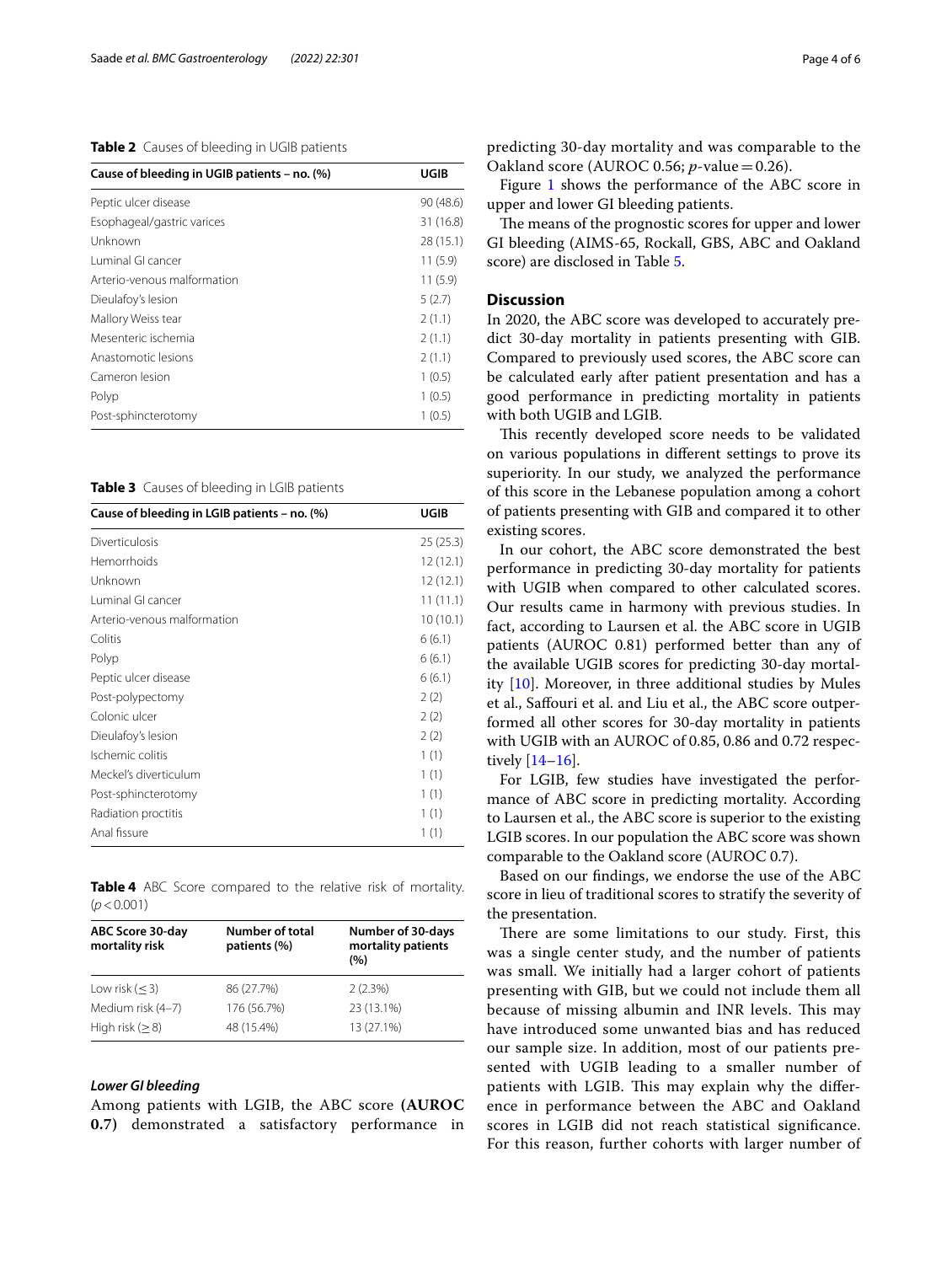**Table 2** Causes of bleeding in UGIB patients

| Cause of bleeding in UGIB patients – no. (%) | UGIB |
|---|---|
| Peptic ulcer disease | 90 (48.6) |
| Esophageal/gastric varices | 31 (16.8) |
| Unknown | 28 (15.1) |
| Luminal GI cancer | 11 (5.9) |
| Arterio-venous malformation | 11 (5.9) |
| Dieulafoy's lesion | 5 (2.7) |
| Mallory Weiss tear | 2 (1.1) |
| Mesenteric ischemia | 2 (1.1) |
| Anastomotic lesions | 2 (1.1) |
| Cameron lesion | 1 (0.5) |
| Polyp | 1 (0.5) |
| Post-sphincterotomy | 1 (0.5) |

**Table 3** Causes of bleeding in LGIB patients

| Cause of bleeding in LGIB patients – no. (%) | UGIB |
|---|---|
| Diverticulosis | 25 (25.3) |
| Hemorrhoids | 12 (12.1) |
| Unknown | 12 (12.1) |
| Luminal GI cancer | 11 (11.1) |
| Arterio-venous malformation | 10 (10.1) |
| Colitis | 6 (6.1) |
| Polyp | 6 (6.1) |
| Peptic ulcer disease | 6 (6.1) |
| Post-polypectomy | 2 (2) |
| Colonic ulcer | 2 (2) |
| Dieulafoy's lesion | 2 (2) |
| Ischemic colitis | 1 (1) |
| Meckel's diverticulum | 1 (1) |
| Post-sphincterotomy | 1 (1) |
| Radiation proctitis | 1 (1) |
| Anal fissure | 1 (1) |

**Table 4** ABC Score compared to the relative risk of mortality. ($p < 0.001$)

| ABC Score 30-day mortality risk | Number of total patients (%) | Number of 30-days mortality patients (%) |
|---|---|---|
| Low risk (≤ 3) | 86 (27.7%) | 2 (2.3%) |
| Medium risk (4–7) | 176 (56.7%) | 23 (13.1%) |
| High risk (≥ 8) | 48 (15.4%) | 13 (27.1%) |

### *Lower GI bleeding*

Among patients with LGIB, the ABC score **(AUROC 0.7)** demonstrated a satisfactory performance in predicting 30-day mortality and was comparable to the Oakland score (AUROC 0.56; $p$-value = 0.26).

Figure 1 shows the performance of the ABC score in upper and lower GI bleeding patients.

The means of the prognostic scores for upper and lower GI bleeding (AIMS-65, Rockall, GBS, ABC and Oakland score) are disclosed in Table 5.

## Discussion

In 2020, the ABC score was developed to accurately predict 30-day mortality in patients presenting with GIB. Compared to previously used scores, the ABC score can be calculated early after patient presentation and has a good performance in predicting mortality in patients with both UGIB and LGIB.

This recently developed score needs to be validated on various populations in different settings to prove its superiority. In our study, we analyzed the performance of this score in the Lebanese population among a cohort of patients presenting with GIB and compared it to other existing scores.

In our cohort, the ABC score demonstrated the best performance in predicting 30-day mortality for patients with UGIB when compared to other calculated scores. Our results came in harmony with previous studies. In fact, according to Laursen et al. the ABC score in UGIB patients (AUROC 0.81) performed better than any of the available UGIB scores for predicting 30-day mortality [10]. Moreover, in three additional studies by Mules et al., Saffouri et al. and Liu et al., the ABC score outperformed all other scores for 30-day mortality in patients with UGIB with an AUROC of 0.85, 0.86 and 0.72 respectively [14–16].

For LGIB, few studies have investigated the performance of ABC score in predicting mortality. According to Laursen et al., the ABC score is superior to the existing LGIB scores. In our population the ABC score was shown comparable to the Oakland score (AUROC 0.7).

Based on our findings, we endorse the use of the ABC score in lieu of traditional scores to stratify the severity of the presentation.

There are some limitations to our study. First, this was a single center study, and the number of patients was small. We initially had a larger cohort of patients presenting with GIB, but we could not include them all because of missing albumin and INR levels. This may have introduced some unwanted bias and has reduced our sample size. In addition, most of our patients presented with UGIB leading to a smaller number of patients with LGIB. This may explain why the difference in performance between the ABC and Oakland scores in LGIB did not reach statistical significance. For this reason, further cohorts with larger number of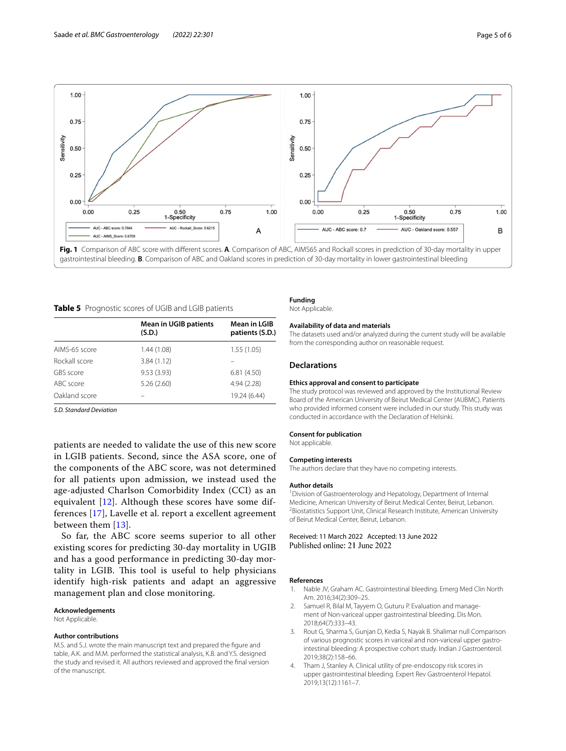**Fig. 1** Comparison of ABC score with different scores. **A**. Comparison of ABC, AIMS65 and Rockall scores in prediction of 30-day mortality in upper gastrointestinal bleeding. **B**. Comparison of ABC and Oakland scores in prediction of 30-day mortality in lower gastrointestinal bleeding

**Table 5** Prognostic scores of UGIB and LGIB patients

| | Mean in UGIB patients (S.D.) | Mean in LGIB patients (S.D.) |
|---|---|---|
| AIMS-65 score | 1.44 (1.08) | 1.55 (1.05) |
| Rockall score | 3.84 (1.12) | – |
| GBS score | 9.53 (3.93) | 6.81 (4.50) |
| ABC score | 5.26 (2.60) | 4.94 (2.28) |
| Oakland score | – | 19.24 (6.44) |

*S.D. Standard Deviation*

patients are needed to validate the use of this new score in LGIB patients. Second, since the ASA score, one of the components of the ABC score, was not determined for all patients upon admission, we instead used the age-adjusted Charlson Comorbidity Index (CCI) as an equivalent [12]. Although these scores have some differences [17], Lavelle et al. report a excellent agreement between them [13].

So far, the ABC score seems superior to all other existing scores for predicting 30-day mortality in UGIB and has a good performance in predicting 30-day mortality in LGIB. This tool is useful to help physicians identify high-risk patients and adapt an aggressive management plan and close monitoring.

#### Acknowledgements
Not Applicable.

#### Author contributions
M.S. and S.J. wrote the main manuscript text and prepared the figure and table, A.K. and M.M. performed the statistical analysis, K.B. and Y.S. designed the study and revised it. All authors reviewed and approved the final version of the manuscript.

#### Funding
Not Applicable.

#### Availability of data and materials
The datasets used and/or analyzed during the current study will be available from the corresponding author on reasonable request.

### Declarations

#### Ethics approval and consent to participate
The study protocol was reviewed and approved by the Institutional Review Board of the American University of Beirut Medical Center (AUBMC). Patients who provided informed consent were included in our study. This study was conducted in accordance with the Declaration of Helsinki.

#### Consent for publication
Not applicable.

#### Competing interests
The authors declare that they have no competing interests.

#### Author details
[1] Division of Gastroenterology and Hepatology, Department of Internal Medicine, American University of Beirut Medical Center, Beirut, Lebanon. [2] Biostatistics Support Unit, Clinical Research Institute, American University of Beirut Medical Center, Beirut, Lebanon.

Received: 11 March 2022 Accepted: 13 June 2022
Published online: 21 June 2022

#### References
1. Nable JV, Graham AC. Gastrointestinal bleeding. Emerg Med Clin North Am. 2016;34(2):309–25.
2. Samuel R, Bilal M, Tayyem O, Guturu P. Evaluation and management of Non-variceal upper gastrointestinal bleeding. Dis Mon. 2018;64(7):333–43.
3. Rout G, Sharma S, Gunjan D, Kedia S, Nayak B. Shalimar null Comparison of various prognostic scores in variceal and non-variceal upper gastrointestinal bleeding: A prospective cohort study. Indian J Gastroenterol. 2019;38(2):158–66.
4. Tham J, Stanley A. Clinical utility of pre-endoscopy risk scores in upper gastrointestinal bleeding. Expert Rev Gastroenterol Hepatol. 2019;13(12):1161–7.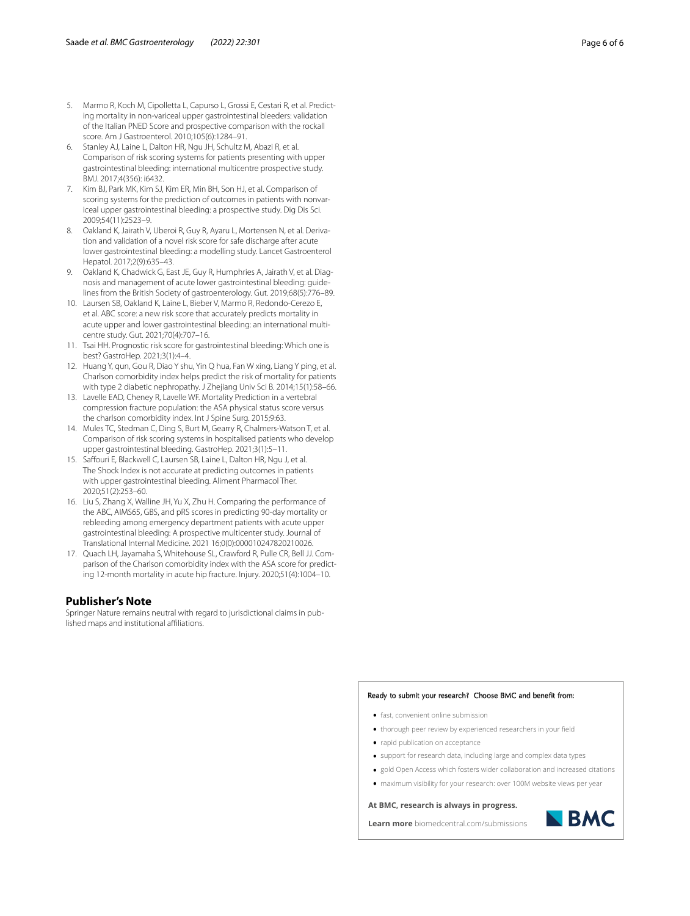5. Marmo R, Koch M, Cipolletta L, Capurso L, Grossi E, Cestari R, et al. Predicting mortality in non-variceal upper gastrointestinal bleeders: validation of the Italian PNED Score and prospective comparison with the rockall score. Am J Gastroenterol. 2010;105(6):1284–91.
6. Stanley AJ, Laine L, Dalton HR, Ngu JH, Schultz M, Abazi R, et al. Comparison of risk scoring systems for patients presenting with upper gastrointestinal bleeding: international multicentre prospective study. BMJ. 2017;4(356): i6432.
7. Kim BJ, Park MK, Kim SJ, Kim ER, Min BH, Son HJ, et al. Comparison of scoring systems for the prediction of outcomes in patients with nonvariceal upper gastrointestinal bleeding: a prospective study. Dig Dis Sci. 2009;54(11):2523–9.
8. Oakland K, Jairath V, Uberoi R, Guy R, Ayaru L, Mortensen N, et al. Derivation and validation of a novel risk score for safe discharge after acute lower gastrointestinal bleeding: a modelling study. Lancet Gastroenterol Hepatol. 2017;2(9):635–43.
9. Oakland K, Chadwick G, East JE, Guy R, Humphries A, Jairath V, et al. Diagnosis and management of acute lower gastrointestinal bleeding: guidelines from the British Society of gastroenterology. Gut. 2019;68(5):776–89.
10. Laursen SB, Oakland K, Laine L, Bieber V, Marmo R, Redondo-Cerezo E, et al. ABC score: a new risk score that accurately predicts mortality in acute upper and lower gastrointestinal bleeding: an international multicentre study. Gut. 2021;70(4):707–16.
11. Tsai HH. Prognostic risk score for gastrointestinal bleeding: Which one is best? GastroHep. 2021;3(1):4–4.
12. Huang Y, qun, Gou R, Diao Y shu, Yin Q hua, Fan W xing, Liang Y ping, et al. Charlson comorbidity index helps predict the risk of mortality for patients with type 2 diabetic nephropathy. J Zhejiang Univ Sci B. 2014;15(1):58–66.
13. Lavelle EAD, Cheney R, Lavelle WF. Mortality Prediction in a vertebral compression fracture population: the ASA physical status score versus the charlson comorbidity index. Int J Spine Surg. 2015;9:63.
14. Mules TC, Stedman C, Ding S, Burt M, Gearry R, Chalmers-Watson T, et al. Comparison of risk scoring systems in hospitalised patients who develop upper gastrointestinal bleeding. GastroHep. 2021;3(1):5–11.
15. Saffouri E, Blackwell C, Laursen SB, Laine L, Dalton HR, Ngu J, et al. The Shock Index is not accurate at predicting outcomes in patients with upper gastrointestinal bleeding. Aliment Pharmacol Ther. 2020;51(2):253–60.
16. Liu S, Zhang X, Walline JH, Yu X, Zhu H. Comparing the performance of the ABC, AIMS65, GBS, and pRS scores in predicting 90-day mortality or rebleeding among emergency department patients with acute upper gastrointestinal bleeding: A prospective multicenter study. Journal of Translational Internal Medicine. 2021 16;0(0):000010247820210026.
17. Quach LH, Jayamaha S, Whitehouse SL, Crawford R, Pulle CR, Bell JJ. Comparison of the Charlson comorbidity index with the ASA score for predicting 12-month mortality in acute hip fracture. Injury. 2020;51(4):1004–10.

## Publisher's Note

Springer Nature remains neutral with regard to jurisdictional claims in published maps and institutional affiliations.

Ready to submit your research? Choose BMC and benefit from:

- fast, convenient online submission
- thorough peer review by experienced researchers in your field
- rapid publication on acceptance
- support for research data, including large and complex data types
- gold Open Access which fosters wider collaboration and increased citations
- maximum visibility for your research: over 100M website views per year

**At BMC, research is always in progress.**

**Learn more** biomedcentral.com/submissions

BMC